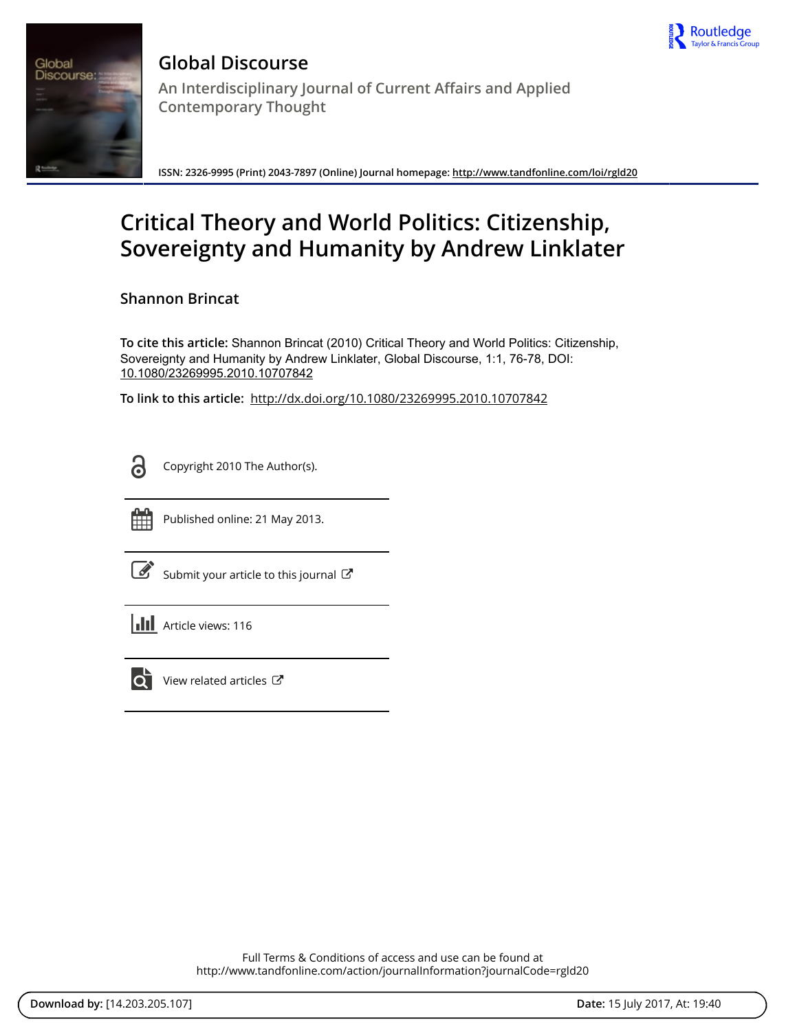# Global Discourse

An Interdisciplinary Journal of Current Affairs and Applied Contemporary Thought

**ISSN: 2326-9995 (Print) 2043-7897 (Online) Journal homepage: http://www.tandfonline.com/loi/rgld20**

# Critical Theory and World Politics: Citizenship, Sovereignty and Humanity by Andrew Linklater

## Shannon Brincat

**To cite this article:** Shannon Brincat (2010) Critical Theory and World Politics: Citizenship, Sovereignty and Humanity by Andrew Linklater, Global Discourse, 1:1, 76-78, DOI: 10.1080/23269995.2010.10707842

**To link to this article:** http://dx.doi.org/10.1080/23269995.2010.10707842

Copyright 2010 The Author(s).

Published online: 21 May 2013.

Submit your article to this journal

Article views: 116

View related articles

Full Terms & Conditions of access and use can be found at
http://www.tandfonline.com/action/journalInformation?journalCode=rgld20

**Download by:** [14.203.205.107] **Date:** 15 July 2017, At: 19:40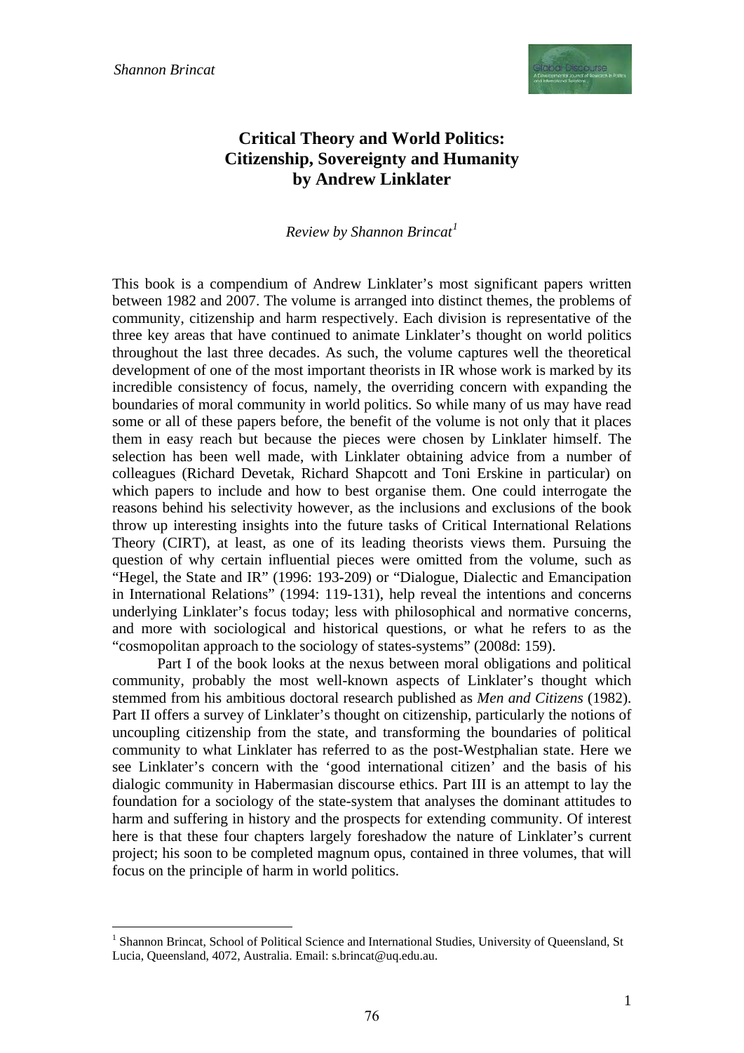# Critical Theory and World Politics: Citizenship, Sovereignty and Humanity by Andrew Linklater

*Review by Shannon Brincat*[1]

This book is a compendium of Andrew Linklater's most significant papers written between 1982 and 2007. The volume is arranged into distinct themes, the problems of community, citizenship and harm respectively. Each division is representative of the three key areas that have continued to animate Linklater's thought on world politics throughout the last three decades. As such, the volume captures well the theoretical development of one of the most important theorists in IR whose work is marked by its incredible consistency of focus, namely, the overriding concern with expanding the boundaries of moral community in world politics. So while many of us may have read some or all of these papers before, the benefit of the volume is not only that it places them in easy reach but because the pieces were chosen by Linklater himself. The selection has been well made, with Linklater obtaining advice from a number of colleagues (Richard Devetak, Richard Shapcott and Toni Erskine in particular) on which papers to include and how to best organise them. One could interrogate the reasons behind his selectivity however, as the inclusions and exclusions of the book throw up interesting insights into the future tasks of Critical International Relations Theory (CIRT), at least, as one of its leading theorists views them. Pursuing the question of why certain influential pieces were omitted from the volume, such as "Hegel, the State and IR" (1996: 193-209) or "Dialogue, Dialectic and Emancipation in International Relations" (1994: 119-131), help reveal the intentions and concerns underlying Linklater's focus today; less with philosophical and normative concerns, and more with sociological and historical questions, or what he refers to as the "cosmopolitan approach to the sociology of states-systems" (2008d: 159).

Part I of the book looks at the nexus between moral obligations and political community, probably the most well-known aspects of Linklater's thought which stemmed from his ambitious doctoral research published as *Men and Citizens* (1982). Part II offers a survey of Linklater's thought on citizenship, particularly the notions of uncoupling citizenship from the state, and transforming the boundaries of political community to what Linklater has referred to as the post-Westphalian state. Here we see Linklater's concern with the 'good international citizen' and the basis of his dialogic community in Habermasian discourse ethics. Part III is an attempt to lay the foundation for a sociology of the state-system that analyses the dominant attitudes to harm and suffering in history and the prospects for extending community. Of interest here is that these four chapters largely foreshadow the nature of Linklater's current project; his soon to be completed magnum opus, contained in three volumes, that will focus on the principle of harm in world politics.

[1] Shannon Brincat, School of Political Science and International Studies, University of Queensland, St Lucia, Queensland, 4072, Australia. Email: s.brincat@uq.edu.au.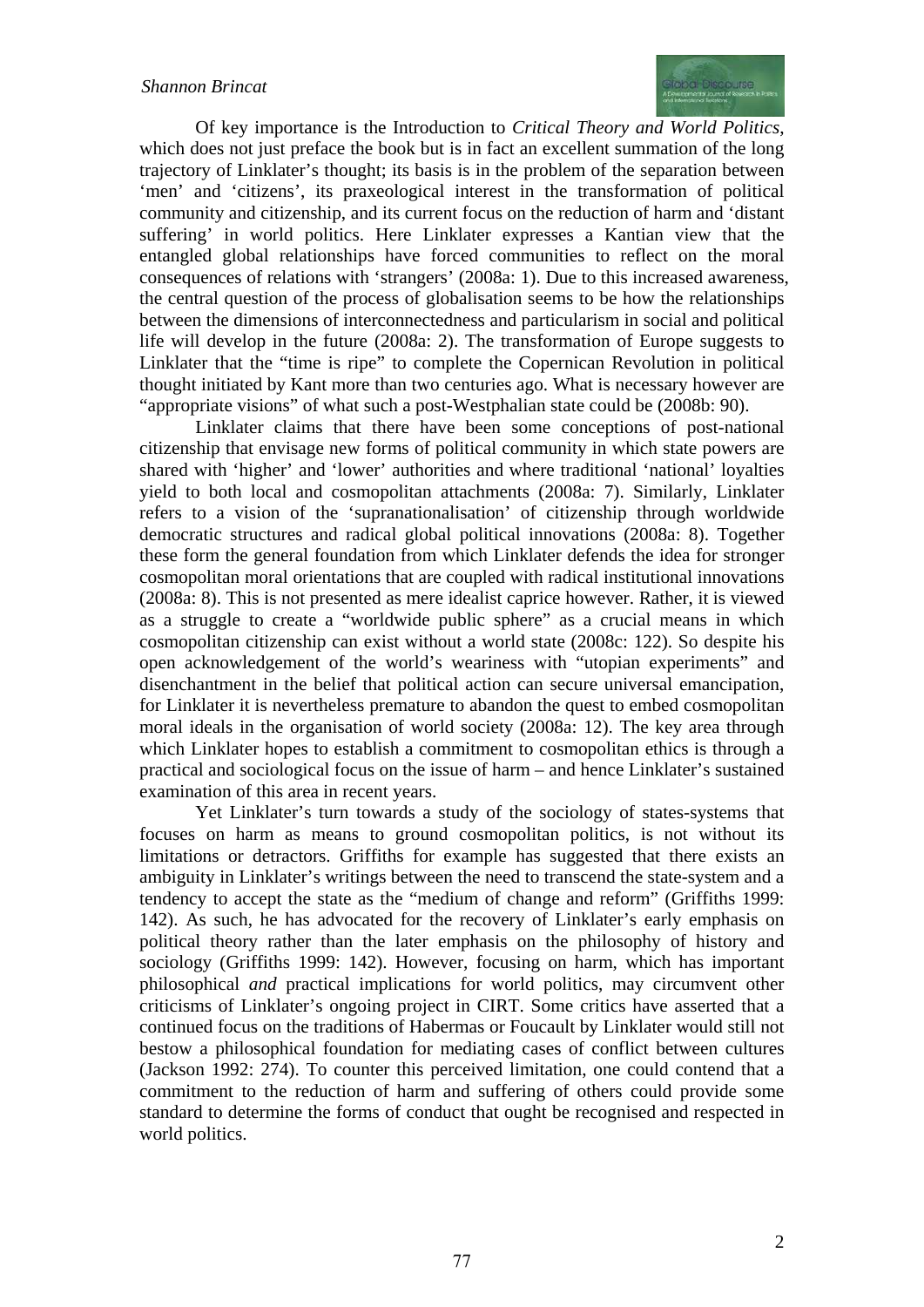Of key importance is the Introduction to *Critical Theory and World Politics*, which does not just preface the book but is in fact an excellent summation of the long trajectory of Linklater's thought; its basis is in the problem of the separation between 'men' and 'citizens', its praxeological interest in the transformation of political community and citizenship, and its current focus on the reduction of harm and 'distant suffering' in world politics. Here Linklater expresses a Kantian view that the entangled global relationships have forced communities to reflect on the moral consequences of relations with 'strangers' (2008a: 1). Due to this increased awareness, the central question of the process of globalisation seems to be how the relationships between the dimensions of interconnectedness and particularism in social and political life will develop in the future (2008a: 2). The transformation of Europe suggests to Linklater that the "time is ripe" to complete the Copernican Revolution in political thought initiated by Kant more than two centuries ago. What is necessary however are "appropriate visions" of what such a post-Westphalian state could be (2008b: 90).

Linklater claims that there have been some conceptions of post-national citizenship that envisage new forms of political community in which state powers are shared with 'higher' and 'lower' authorities and where traditional 'national' loyalties yield to both local and cosmopolitan attachments (2008a: 7). Similarly, Linklater refers to a vision of the 'supranationalisation' of citizenship through worldwide democratic structures and radical global political innovations (2008a: 8). Together these form the general foundation from which Linklater defends the idea for stronger cosmopolitan moral orientations that are coupled with radical institutional innovations (2008a: 8). This is not presented as mere idealist caprice however. Rather, it is viewed as a struggle to create a "worldwide public sphere" as a crucial means in which cosmopolitan citizenship can exist without a world state (2008c: 122). So despite his open acknowledgement of the world's weariness with "utopian experiments" and disenchantment in the belief that political action can secure universal emancipation, for Linklater it is nevertheless premature to abandon the quest to embed cosmopolitan moral ideals in the organisation of world society (2008a: 12). The key area through which Linklater hopes to establish a commitment to cosmopolitan ethics is through a practical and sociological focus on the issue of harm – and hence Linklater's sustained examination of this area in recent years.

Yet Linklater's turn towards a study of the sociology of states-systems that focuses on harm as means to ground cosmopolitan politics, is not without its limitations or detractors. Griffiths for example has suggested that there exists an ambiguity in Linklater's writings between the need to transcend the state-system and a tendency to accept the state as the "medium of change and reform" (Griffiths 1999: 142). As such, he has advocated for the recovery of Linklater's early emphasis on political theory rather than the later emphasis on the philosophy of history and sociology (Griffiths 1999: 142). However, focusing on harm, which has important philosophical *and* practical implications for world politics, may circumvent other criticisms of Linklater's ongoing project in CIRT. Some critics have asserted that a continued focus on the traditions of Habermas or Foucault by Linklater would still not bestow a philosophical foundation for mediating cases of conflict between cultures (Jackson 1992: 274). To counter this perceived limitation, one could contend that a commitment to the reduction of harm and suffering of others could provide some standard to determine the forms of conduct that ought be recognised and respected in world politics.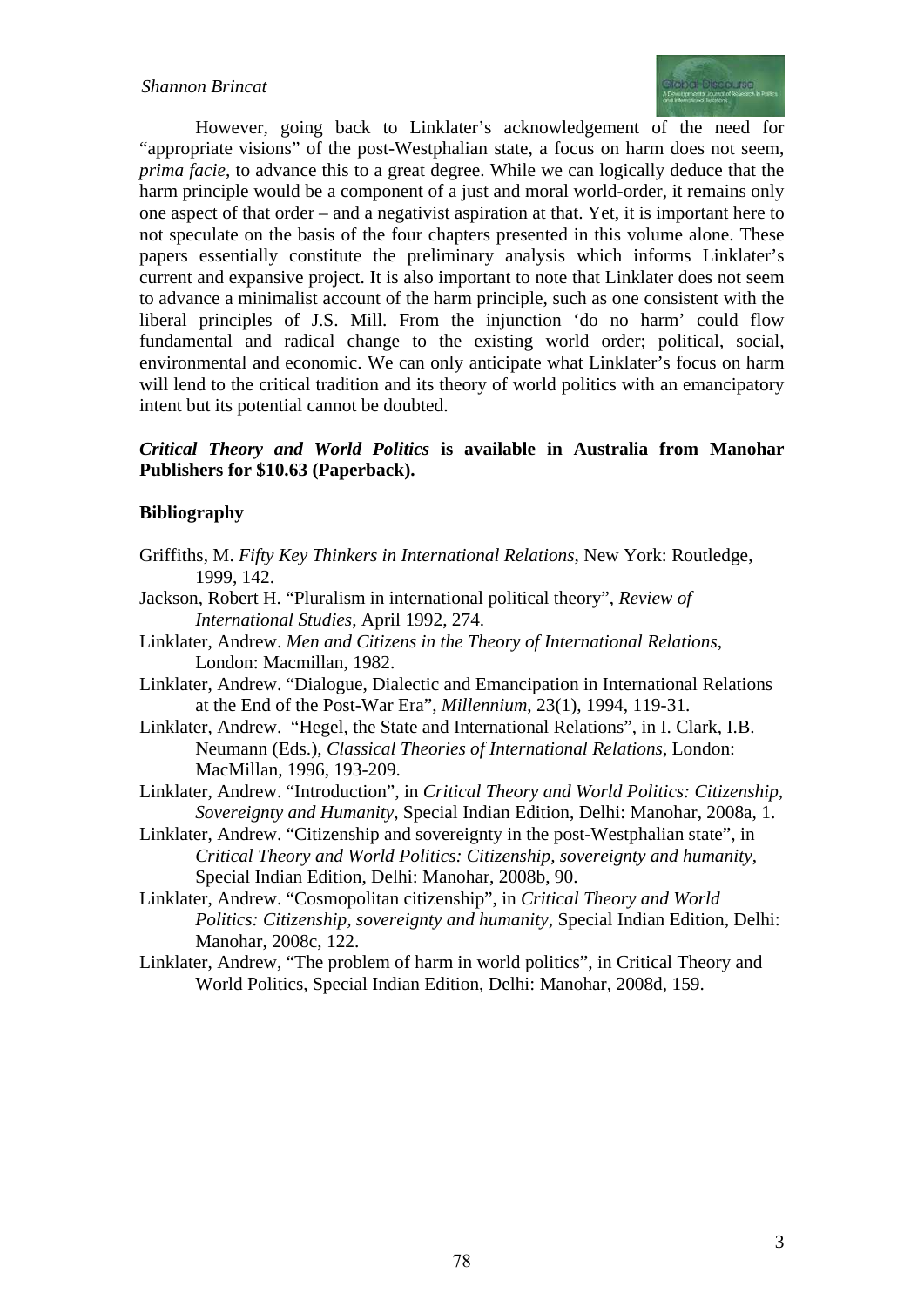However, going back to Linklater's acknowledgement of the need for "appropriate visions" of the post-Westphalian state, a focus on harm does not seem, *prima facie*, to advance this to a great degree. While we can logically deduce that the harm principle would be a component of a just and moral world-order, it remains only one aspect of that order – and a negativist aspiration at that. Yet, it is important here to not speculate on the basis of the four chapters presented in this volume alone. These papers essentially constitute the preliminary analysis which informs Linklater's current and expansive project. It is also important to note that Linklater does not seem to advance a minimalist account of the harm principle, such as one consistent with the liberal principles of J.S. Mill. From the injunction 'do no harm' could flow fundamental and radical change to the existing world order; political, social, environmental and economic. We can only anticipate what Linklater's focus on harm will lend to the critical tradition and its theory of world politics with an emancipatory intent but its potential cannot be doubted.

***Critical Theory and World Politics*** **is available in Australia from Manohar Publishers for $10.63 (Paperback).**

## Bibliography

Griffiths, M. *Fifty Key Thinkers in International Relations*, New York: Routledge, 1999, 142.

Jackson, Robert H. "Pluralism in international political theory", *Review of International Studies*, April 1992, 274.

Linklater, Andrew. *Men and Citizens in the Theory of International Relations*, London: Macmillan, 1982.

Linklater, Andrew. "Dialogue, Dialectic and Emancipation in International Relations at the End of the Post-War Era", *Millennium*, 23(1), 1994, 119-31.

Linklater, Andrew. "Hegel, the State and International Relations", in I. Clark, I.B. Neumann (Eds.), *Classical Theories of International Relations*, London: MacMillan, 1996, 193-209.

Linklater, Andrew. "Introduction", in *Critical Theory and World Politics: Citizenship, Sovereignty and Humanity*, Special Indian Edition, Delhi: Manohar, 2008a, 1.

Linklater, Andrew. "Citizenship and sovereignty in the post-Westphalian state", in *Critical Theory and World Politics: Citizenship, sovereignty and humanity*, Special Indian Edition, Delhi: Manohar, 2008b, 90.

Linklater, Andrew. "Cosmopolitan citizenship", in *Critical Theory and World Politics: Citizenship, sovereignty and humanity*, Special Indian Edition, Delhi: Manohar, 2008c, 122.

Linklater, Andrew, "The problem of harm in world politics", in Critical Theory and World Politics, Special Indian Edition, Delhi: Manohar, 2008d, 159.